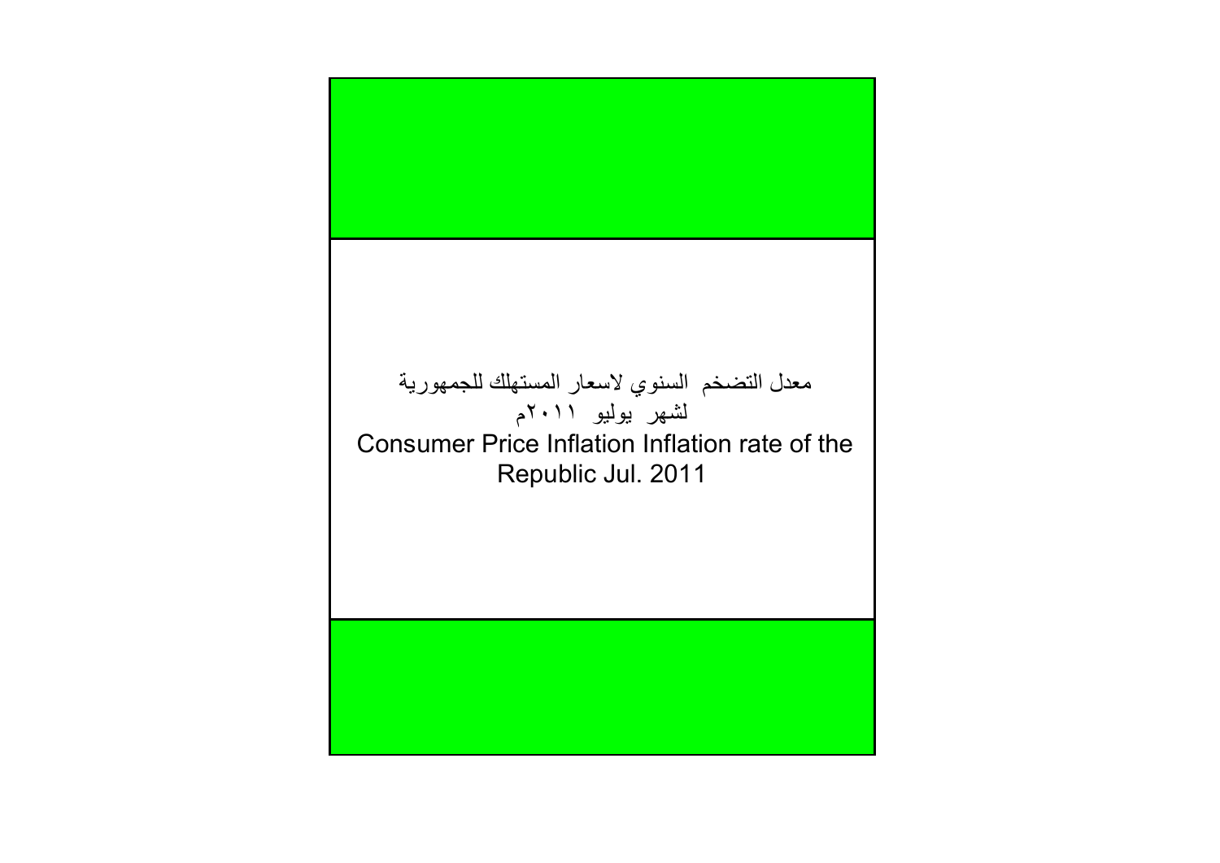# معدل التضخم السنوي لاسعار المستهلك للجمهورية
## لشهر يوليو ٢٠١١م

# Consumer Price Inflation Inflation rate of the Republic Jul. 2011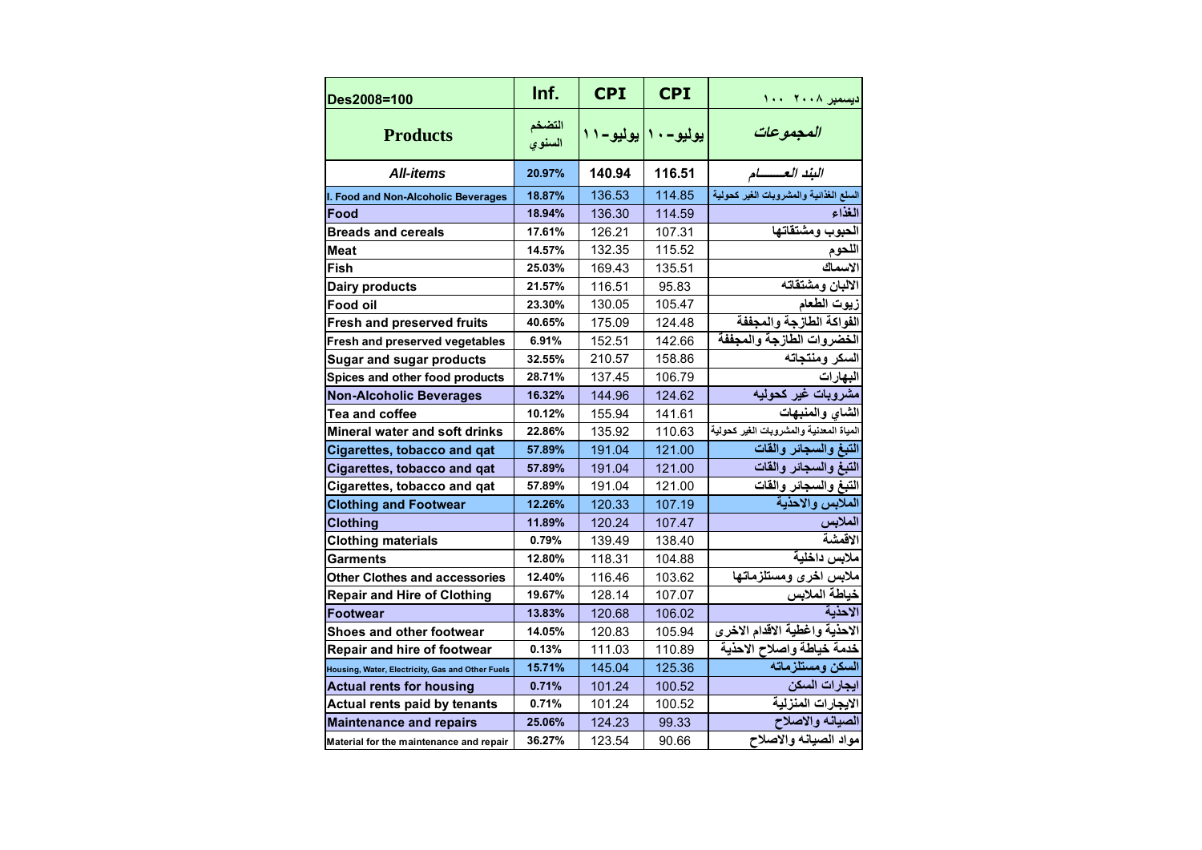| Des2008=100 | Inf. | CPI | CPI | ديسمبر ٢٠٠٨ ١٠٠ |
|---|---|---|---|---|
| **Products** | التضخم السنوي | يوليو-١١ | يوليو-١٠ | *المجموعات* |
| ***All-items*** | **20.97%** | **140.94** | **116.51** | *البند العـــــام* |
| **I. Food and Non-Alcoholic Beverages** | **18.87%** | 136.53 | 114.85 | السلع الغذائية والمشروبات الغير كحولية |
| **Food** | **18.94%** | 136.30 | 114.59 | الغذاء |
| **Breads and cereals** | **17.61%** | 126.21 | 107.31 | الحبوب ومشتقاتها |
| **Meat** | **14.57%** | 132.35 | 115.52 | اللحوم |
| **Fish** | **25.03%** | 169.43 | 135.51 | الاسماك |
| **Dairy products** | **21.57%** | 116.51 | 95.83 | الالبان ومشتقاته |
| **Food oil** | **23.30%** | 130.05 | 105.47 | زيوت الطعام |
| **Fresh and preserved fruits** | **40.65%** | 175.09 | 124.48 | الفواكة الطازجة والمجففة |
| **Fresh and preserved vegetables** | **6.91%** | 152.51 | 142.66 | الخضروات الطازجة والمجففة |
| **Sugar and sugar products** | **32.55%** | 210.57 | 158.86 | السكر ومنتجاته |
| **Spices and other food products** | **28.71%** | 137.45 | 106.79 | البهارات |
| **Non-Alcoholic Beverages** | **16.32%** | 144.96 | 124.62 | مشروبات غير كحوليه |
| **Tea and coffee** | **10.12%** | 155.94 | 141.61 | الشاي والمنبهات |
| **Mineral water and soft drinks** | **22.86%** | 135.92 | 110.63 | المياة المعدنية والمشروبات الغير كحولية |
| **Cigarettes, tobacco and qat** | **57.89%** | 191.04 | 121.00 | التبغ والسجائر والقات |
| **Cigarettes, tobacco and qat** | **57.89%** | 191.04 | 121.00 | التبغ والسجائر والقات |
| **Cigarettes, tobacco and qat** | **57.89%** | 191.04 | 121.00 | التبغ والسجائر والقات |
| **Clothing and Footwear** | **12.26%** | 120.33 | 107.19 | الملابس والاحذية |
| **Clothing** | **11.89%** | 120.24 | 107.47 | الملابس |
| **Clothing materials** | **0.79%** | 139.49 | 138.40 | الاقمشة |
| **Garments** | **12.80%** | 118.31 | 104.88 | ملابس داخلية |
| **Other Clothes and accessories** | **12.40%** | 116.46 | 103.62 | ملابس اخرى ومستلزماتها |
| **Repair and Hire of Clothing** | **19.67%** | 128.14 | 107.07 | خياطة الملابس |
| **Footwear** | **13.83%** | 120.68 | 106.02 | الاحذية |
| **Shoes and other footwear** | **14.05%** | 120.83 | 105.94 | الاحذية واغطية الاقدام الاخرى |
| **Repair and hire of footwear** | **0.13%** | 111.03 | 110.89 | خدمة خياطة واصلاح الاحذية |
| **Housing, Water, Electricity, Gas and Other Fuels** | **15.71%** | 145.04 | 125.36 | السكن ومستلزماته |
| **Actual rents for housing** | **0.71%** | 101.24 | 100.52 | ايجارات السكن |
| **Actual rents paid by tenants** | **0.71%** | 101.24 | 100.52 | الايجارات المنزلية |
| **Maintenance and repairs** | **25.06%** | 124.23 | 99.33 | الصيانه والاصلاح |
| **Material for the maintenance and repair** | **36.27%** | 123.54 | 90.66 | مواد الصيانه والاصلاح |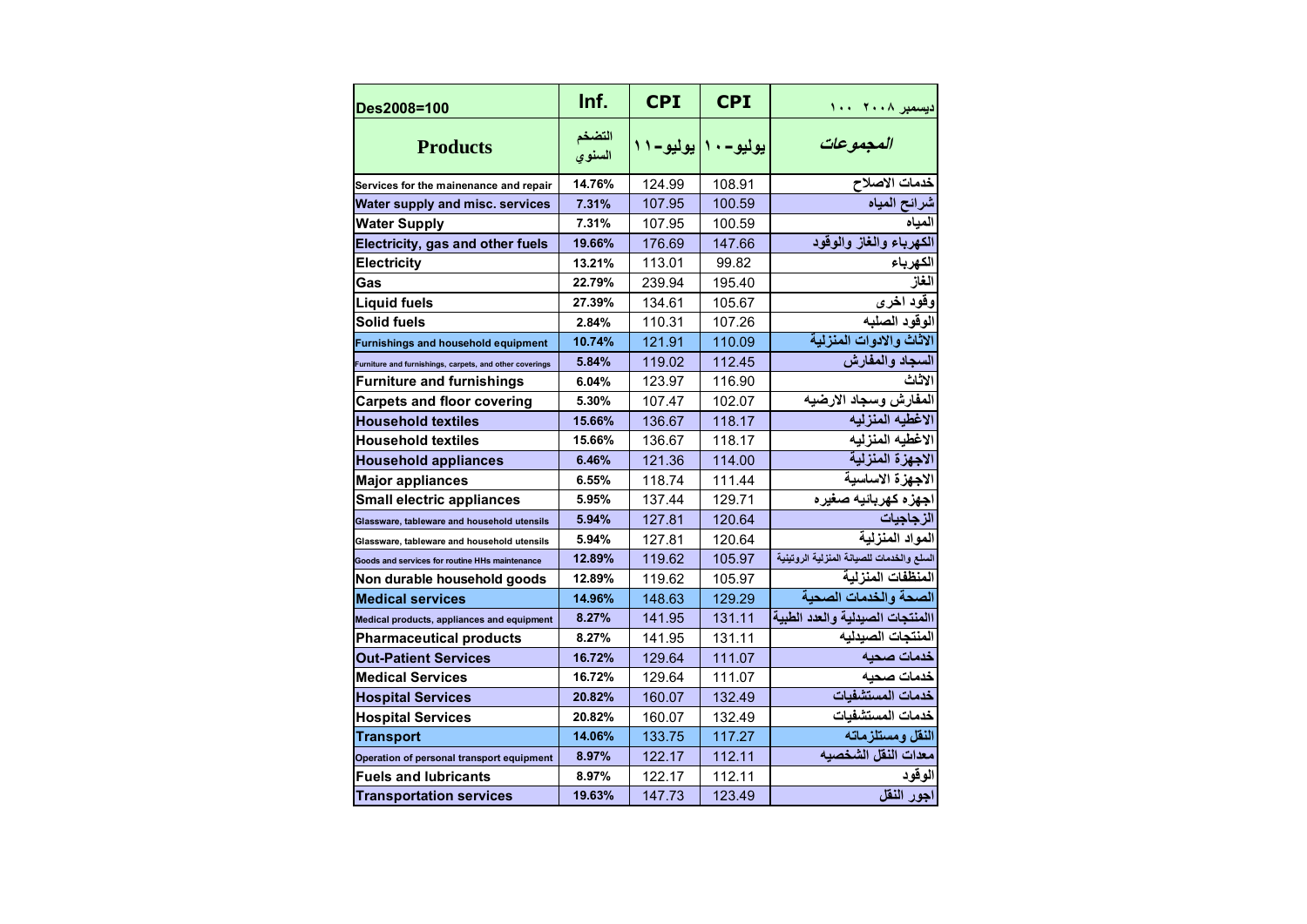| Des2008=100 | Inf. | CPI | CPI | ديسمبر ٢٠٠٨ ١٠٠ |
|---|---|---|---|---|
| **Products** | التضخم السنوي | يوليو-١١ | يوليو-١٠ | *المجموعات* |
| Services for the mainenance and repair | 14.76% | 124.99 | 108.91 | خدمات الاصلاح |
| Water supply and misc. services | 7.31% | 107.95 | 100.59 | شرائح المياه |
| Water Supply | 7.31% | 107.95 | 100.59 | المياه |
| Electricity, gas and other fuels | 19.66% | 176.69 | 147.66 | الكهرباء والغاز والوقود |
| Electricity | 13.21% | 113.01 | 99.82 | الكهرباء |
| Gas | 22.79% | 239.94 | 195.40 | الغاز |
| Liquid fuels | 27.39% | 134.61 | 105.67 | وقود اخرى |
| Solid fuels | 2.84% | 110.31 | 107.26 | الوقود الصلبه |
| Furnishings and household equipment | 10.74% | 121.91 | 110.09 | الاثاث والادوات المنزلية |
| Furniture and furnishings, carpets, and other coverings | 5.84% | 119.02 | 112.45 | السجاد والمفارش |
| Furniture and furnishings | 6.04% | 123.97 | 116.90 | الاثاث |
| Carpets and floor covering | 5.30% | 107.47 | 102.07 | المفارش وسجاد الارضيه |
| Household textiles | 15.66% | 136.67 | 118.17 | الاغطيه المنزليه |
| Household textiles | 15.66% | 136.67 | 118.17 | الاغطيه المنزليه |
| Household appliances | 6.46% | 121.36 | 114.00 | الاجهزة المنزلية |
| Major appliances | 6.55% | 118.74 | 111.44 | الاجهزة الاساسية |
| Small electric appliances | 5.95% | 137.44 | 129.71 | اجهزه كهربانيه صغيره |
| Glassware, tableware and household utensils | 5.94% | 127.81 | 120.64 | الزجاجيات |
| Glassware, tableware and household utensils | 5.94% | 127.81 | 120.64 | المواد المنزلية |
| Goods and services for routine HHs maintenance | 12.89% | 119.62 | 105.97 | السلع والخدمات للصيانة المنزلية الروتينية |
| Non durable household goods | 12.89% | 119.62 | 105.97 | المنظفات المنزلية |
| Medical services | 14.96% | 148.63 | 129.29 | الصحة والخدمات الصحية |
| Medical products, appliances and equipment | 8.27% | 141.95 | 131.11 | االمنتجات الصيدلية والعدد الطبية |
| Pharmaceutical products | 8.27% | 141.95 | 131.11 | المنتجات الصيدليه |
| Out-Patient Services | 16.72% | 129.64 | 111.07 | خدمات صحيه |
| Medical Services | 16.72% | 129.64 | 111.07 | خدمات صحيه |
| Hospital Services | 20.82% | 160.07 | 132.49 | خدمات المستشفيات |
| Hospital Services | 20.82% | 160.07 | 132.49 | خدمات المستشفيات |
| Transport | 14.06% | 133.75 | 117.27 | النقل ومستلزماته |
| Operation of personal transport equipment | 8.97% | 122.17 | 112.11 | معدات النقل الشخصيه |
| Fuels and lubricants | 8.97% | 122.17 | 112.11 | الوقود |
| Transportation services | 19.63% | 147.73 | 123.49 | اجور النقل |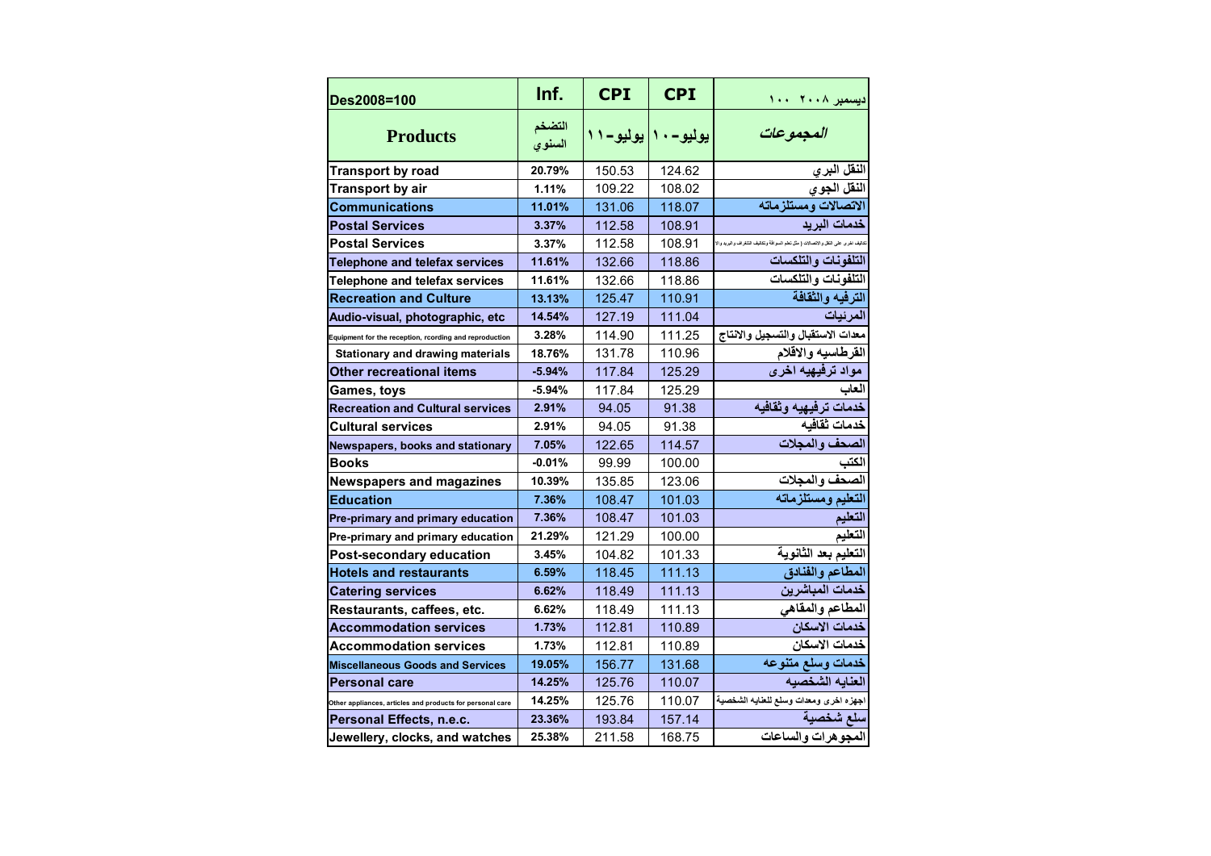| Des2008=100 | Inf. | CPI | CPI | ديسمبر ٢٠٠٨ ١٠٠ |
|---|---|---|---|---|
| **Products** | التضخم السنوي | يوليو-١١ | يوليو-١٠ | *المجموعات* |
| Transport by road | 20.79% | 150.53 | 124.62 | النقل البري |
| Transport by air | 1.11% | 109.22 | 108.02 | النقل الجوي |
| Communications | 11.01% | 131.06 | 118.07 | الاتصالات ومستلزماته |
| Postal Services | 3.37% | 112.58 | 108.91 | خدمات البريد |
| Postal Services | 3.37% | 112.58 | 108.91 | تكاليف اخرى على النقل والاتصالات ( مثل تعلم السواقة وتكاليف التلغراف والبريد والا |
| Telephone and telefax services | 11.61% | 132.66 | 118.86 | التلفونات والتلكسات |
| Telephone and telefax services | 11.61% | 132.66 | 118.86 | التلفونات والتلكسات |
| Recreation and Culture | 13.13% | 125.47 | 110.91 | الترفيه والثقافة |
| Audio-visual, photographic, etc | 14.54% | 127.19 | 111.04 | المرئيات |
| Equipment for the reception, rcording and reproduction | 3.28% | 114.90 | 111.25 | معدات الاستقبال والتسجيل والانتاج |
| Stationary and drawing materials | 18.76% | 131.78 | 110.96 | القرطاسيه والاقلام |
| Other recreational items | -5.94% | 117.84 | 125.29 | مواد ترفيهيه اخرى |
| Games, toys | -5.94% | 117.84 | 125.29 | العاب |
| Recreation and Cultural services | 2.91% | 94.05 | 91.38 | خدمات ترفيهيه وثقافيه |
| Cultural services | 2.91% | 94.05 | 91.38 | خدمات ثقافيه |
| Newspapers, books and stationary | 7.05% | 122.65 | 114.57 | الصحف والمجلات |
| Books | -0.01% | 99.99 | 100.00 | الكتب |
| Newspapers and magazines | 10.39% | 135.85 | 123.06 | الصحف والمجلات |
| Education | 7.36% | 108.47 | 101.03 | التعليم ومستلزماته |
| Pre-primary and primary education | 7.36% | 108.47 | 101.03 | التعليم |
| Pre-primary and primary education | 21.29% | 121.29 | 100.00 | التعليم |
| Post-secondary education | 3.45% | 104.82 | 101.33 | التعليم بعد الثانوية |
| Hotels and restaurants | 6.59% | 118.45 | 111.13 | المطاعم والفنادق |
| Catering services | 6.62% | 118.49 | 111.13 | خدمات المباشرين |
| Restaurants, caffees, etc. | 6.62% | 118.49 | 111.13 | المطاعم والمقاهي |
| Accommodation services | 1.73% | 112.81 | 110.89 | خدمات الاسكان |
| Accommodation services | 1.73% | 112.81 | 110.89 | خدمات الاسكان |
| Miscellaneous Goods and Services | 19.05% | 156.77 | 131.68 | خدمات وسلع متنوعه |
| Personal care | 14.25% | 125.76 | 110.07 | العنايه الشخصيه |
| Other appliances, articles and products for personal care | 14.25% | 125.76 | 110.07 | اجهزه اخرى ومعدات وسلع للعنايه الشخصية |
| Personal Effects, n.e.c. | 23.36% | 193.84 | 157.14 | سلع شخصية |
| Jewellery, clocks, and watches | 25.38% | 211.58 | 168.75 | المجوهرات والساعات |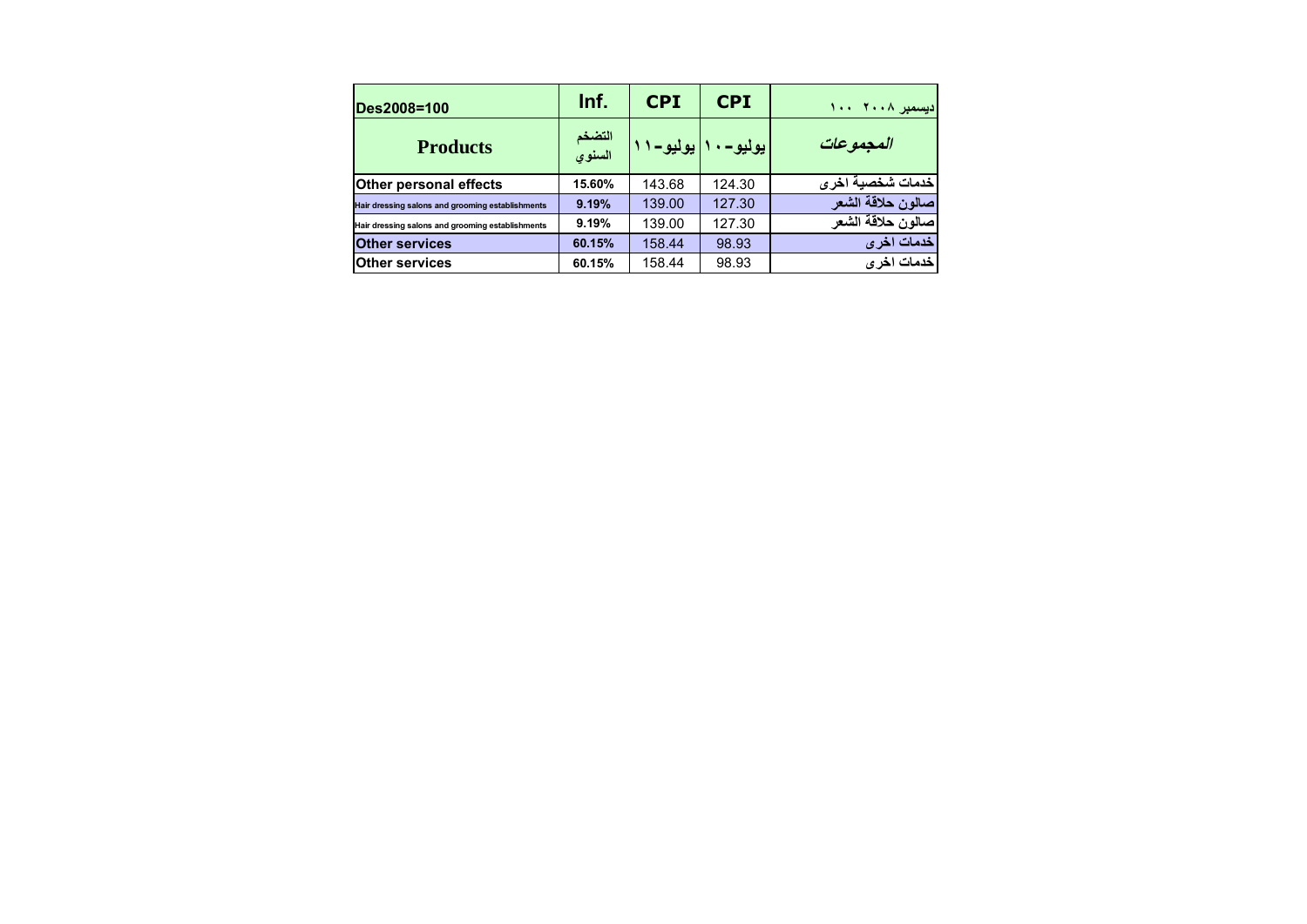| Des2008=100 | Inf. | CPI | CPI | ديسمبر ٢٠٠٨ ١٠٠ |
|---|---|---|---|---|
| **Products** | التضخم السنوي | يوليو-١١ | يوليو-١٠ | *المجموعات* |
| **Other personal effects** | **15.60%** | 143.68 | 124.30 | **خدمات شخصية اخرى** |
| **Hair dressing salons and grooming establishments** | **9.19%** | 139.00 | 127.30 | **صالون حلاقة الشعر** |
| **Hair dressing salons and grooming establishments** | **9.19%** | 139.00 | 127.30 | **صالون حلاقة الشعر** |
| **Other services** | **60.15%** | 158.44 | 98.93 | **خدمات اخرى** |
| **Other services** | **60.15%** | 158.44 | 98.93 | **خدمات اخرى** |